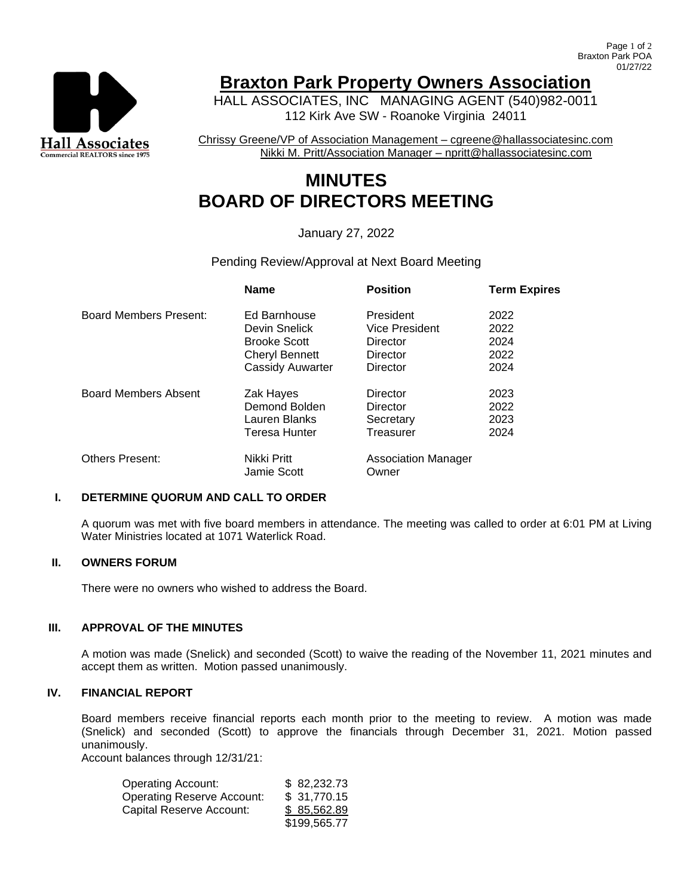# Braxton Park Property Owners Association

HALL ASSOCIATES, INC MANAGING AGENT (540)982-0011
112 Kirk Ave SW - Roanoke Virginia 24011

Chrissy Greene/VP of Association Management – cgreene@hallassociatesinc.com
Nikki M. Pritt/Association Manager – npritt@hallassociatesinc.com

# MINUTES
# BOARD OF DIRECTORS MEETING

January 27, 2022

Pending Review/Approval at Next Board Meeting

| | Name | Position | Term Expires |
|---|---|---|---|
| Board Members Present: | Ed Barnhouse | President | 2022 |
| | Devin Snelick | Vice President | 2022 |
| | Brooke Scott | Director | 2024 |
| | Cheryl Bennett | Director | 2022 |
| | Cassidy Auwarter | Director | 2024 |
| Board Members Absent | Zak Hayes | Director | 2023 |
| | Demond Bolden | Director | 2022 |
| | Lauren Blanks | Secretary | 2023 |
| | Teresa Hunter | Treasurer | 2024 |
| Others Present: | Nikki Pritt | Association Manager | |
| | Jamie Scott | Owner | |

## I. DETERMINE QUORUM AND CALL TO ORDER

A quorum was met with five board members in attendance. The meeting was called to order at 6:01 PM at Living Water Ministries located at 1071 Waterlick Road.

## II. OWNERS FORUM

There were no owners who wished to address the Board.

## III. APPROVAL OF THE MINUTES

A motion was made (Snelick) and seconded (Scott) to waive the reading of the November 11, 2021 minutes and accept them as written. Motion passed unanimously.

## IV. FINANCIAL REPORT

Board members receive financial reports each month prior to the meeting to review. A motion was made (Snelick) and seconded (Scott) to approve the financials through December 31, 2021. Motion passed unanimously.

Account balances through 12/31/21:

| | |
|---|---|
| Operating Account: | $ 82,232.73 |
| Operating Reserve Account: | $ 31,770.15 |
| Capital Reserve Account: | $ 85,562.89 |
| | $199,565.77 |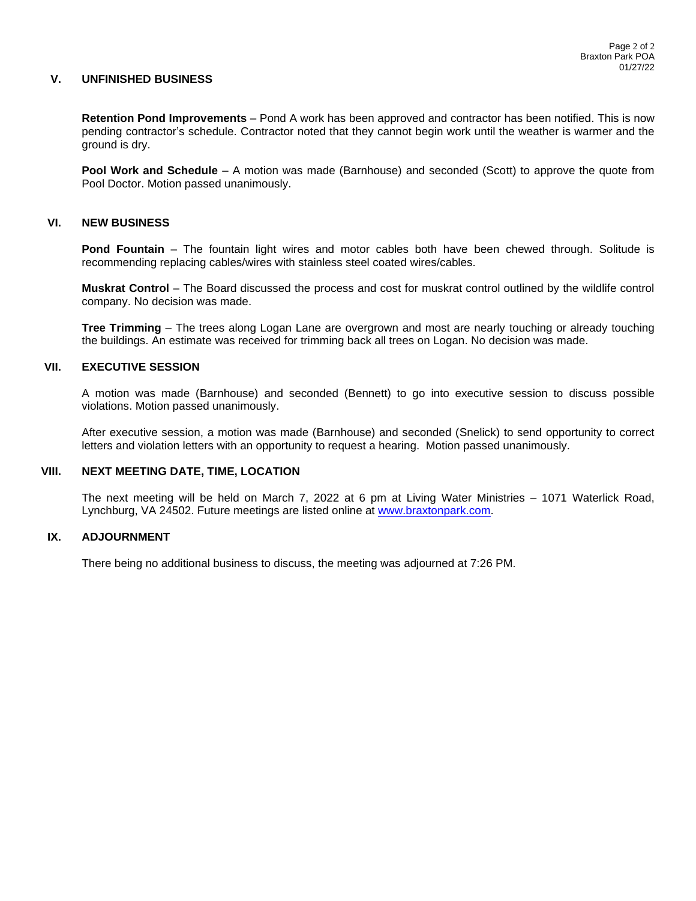## V. UNFINISHED BUSINESS

**Retention Pond Improvements** – Pond A work has been approved and contractor has been notified. This is now pending contractor's schedule. Contractor noted that they cannot begin work until the weather is warmer and the ground is dry.

**Pool Work and Schedule** – A motion was made (Barnhouse) and seconded (Scott) to approve the quote from Pool Doctor. Motion passed unanimously.

## VI. NEW BUSINESS

**Pond Fountain** – The fountain light wires and motor cables both have been chewed through. Solitude is recommending replacing cables/wires with stainless steel coated wires/cables.

**Muskrat Control** – The Board discussed the process and cost for muskrat control outlined by the wildlife control company. No decision was made.

**Tree Trimming** – The trees along Logan Lane are overgrown and most are nearly touching or already touching the buildings. An estimate was received for trimming back all trees on Logan. No decision was made.

## VII. EXECUTIVE SESSION

A motion was made (Barnhouse) and seconded (Bennett) to go into executive session to discuss possible violations. Motion passed unanimously.

After executive session, a motion was made (Barnhouse) and seconded (Snelick) to send opportunity to correct letters and violation letters with an opportunity to request a hearing. Motion passed unanimously.

## VIII. NEXT MEETING DATE, TIME, LOCATION

The next meeting will be held on March 7, 2022 at 6 pm at Living Water Ministries – 1071 Waterlick Road, Lynchburg, VA 24502. Future meetings are listed online at [www.braxtonpark.com](http://www.braxtonpark.com).

## IX. ADJOURNMENT

There being no additional business to discuss, the meeting was adjourned at 7:26 PM.